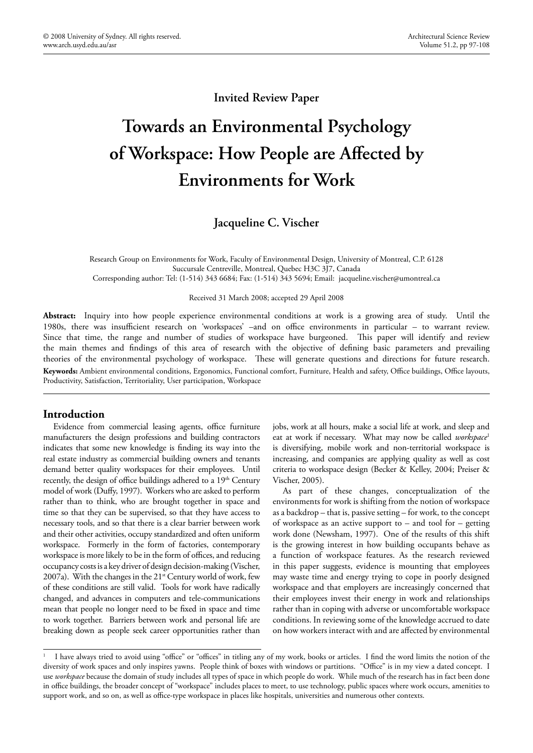Invited Review Paper

# Towards an Environmental Psychology of Workspace: How People are Affected by Environments for Work

**Jacqueline C. Vischer**

Research Group on Environments for Work, Faculty of Environmental Design, University of Montreal, C.P. 6128 Succursale Centreville, Montreal, Quebec H3C 3J7, Canada
Corresponding author: Tel: (1-514) 343 6684; Fax: (1-514) 343 5694; Email: jacqueline.vischer@umontreal.ca

Received 31 March 2008; accepted 29 April 2008

**Abstract:** Inquiry into how people experience environmental conditions at work is a growing area of study. Until the 1980s, there was insufficient research on 'workspaces' –and on office environments in particular – to warrant review. Since that time, the range and number of studies of workspace have burgeoned. This paper will identify and review the main themes and findings of this area of research with the objective of defining basic parameters and prevailing theories of the environmental psychology of workspace. These will generate questions and directions for future research.

**Keywords:** Ambient environmental conditions, Ergonomics, Functional comfort, Furniture, Health and safety, Office buildings, Office layouts, Productivity, Satisfaction, Territoriality, User participation, Workspace

## Introduction

Evidence from commercial leasing agents, office furniture manufacturers the design professions and building contractors indicates that some new knowledge is finding its way into the real estate industry as commercial building owners and tenants demand better quality workspaces for their employees. Until recently, the design of office buildings adhered to a 19th Century model of work (Duffy, 1997). Workers who are asked to perform rather than to think, who are brought together in space and time so that they can be supervised, so that they have access to necessary tools, and so that there is a clear barrier between work and their other activities, occupy standardized and often uniform workspace. Formerly in the form of factories, contemporary workspace is more likely to be in the form of offices, and reducing occupancy costs is a key driver of design decision-making (Vischer, 2007a). With the changes in the 21st Century world of work, few of these conditions are still valid. Tools for work have radically changed, and advances in computers and tele-communications mean that people no longer need to be fixed in space and time to work together. Barriers between work and personal life are breaking down as people seek career opportunities rather than jobs, work at all hours, make a social life at work, and sleep and eat at work if necessary. What may now be called *workspace*[1] is diversifying, mobile work and non-territorial workspace is increasing, and companies are applying quality as well as cost criteria to workspace design (Becker & Kelley, 2004; Preiser & Vischer, 2005).

As part of these changes, conceptualization of the environments for work is shifting from the notion of workspace as a backdrop – that is, passive setting – for work, to the concept of workspace as an active support to – and tool for – getting work done (Newsham, 1997). One of the results of this shift is the growing interest in how building occupants behave as a function of workspace features. As the research reviewed in this paper suggests, evidence is mounting that employees may waste time and energy trying to cope in poorly designed workspace and that employers are increasingly concerned that their employees invest their energy in work and relationships rather than in coping with adverse or uncomfortable workspace conditions. In reviewing some of the knowledge accrued to date on how workers interact with and are affected by environmental

---

[1] I have always tried to avoid using "office" or "offices" in titling any of my work, books or articles. I find the word limits the notion of the diversity of work spaces and only inspires yawns. People think of boxes with windows or partitions. "Office" is in my view a dated concept. I use *workspace* because the domain of study includes all types of space in which people do work. While much of the research has in fact been done in office buildings, the broader concept of "workspace" includes places to meet, to use technology, public spaces where work occurs, amenities to support work, and so on, as well as office-type workspace in places like hospitals, universities and numerous other contexts.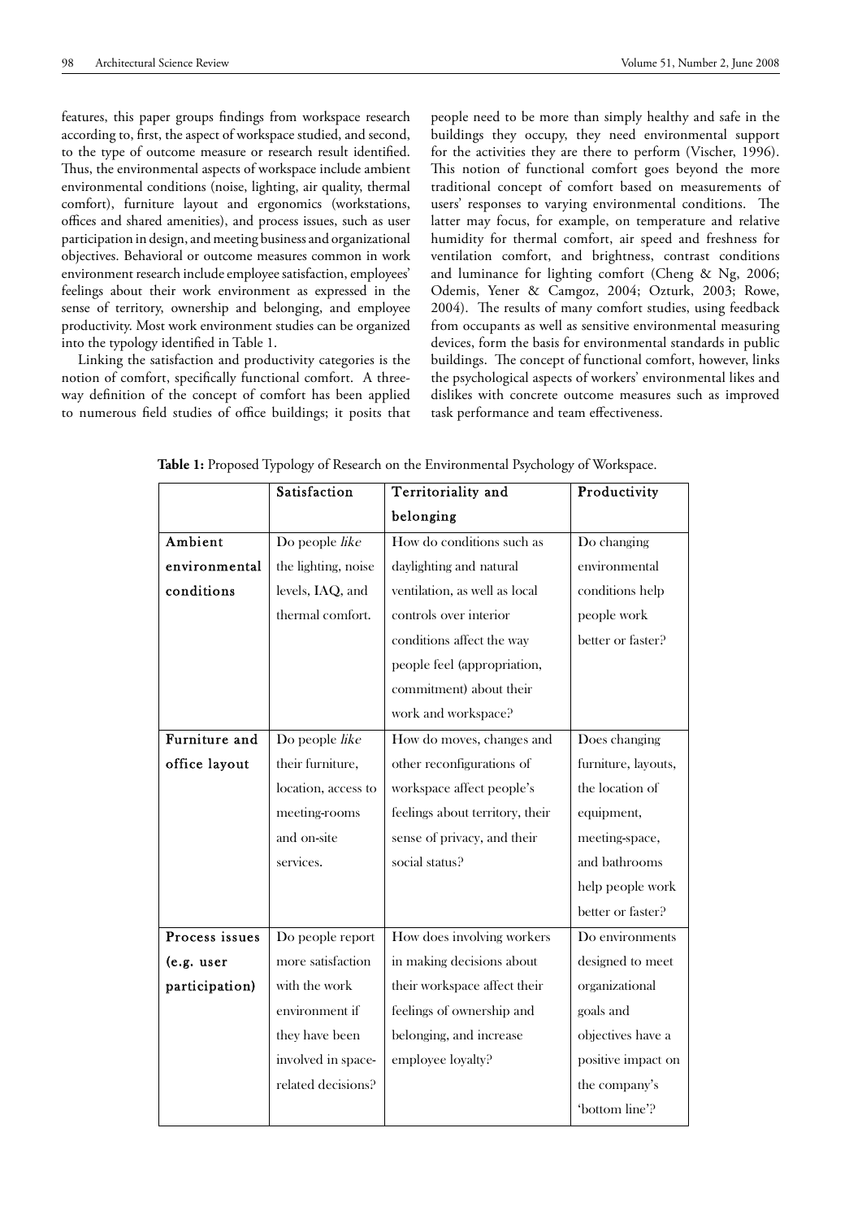features, this paper groups findings from workspace research according to, first, the aspect of workspace studied, and second, to the type of outcome measure or research result identified. Thus, the environmental aspects of workspace include ambient environmental conditions (noise, lighting, air quality, thermal comfort), furniture layout and ergonomics (workstations, offices and shared amenities), and process issues, such as user participation in design, and meeting business and organizational objectives. Behavioral or outcome measures common in work environment research include employee satisfaction, employees' feelings about their work environment as expressed in the sense of territory, ownership and belonging, and employee productivity. Most work environment studies can be organized into the typology identified in Table 1.

Linking the satisfaction and productivity categories is the notion of comfort, specifically functional comfort. A three-way definition of the concept of comfort has been applied to numerous field studies of office buildings; it posits that people need to be more than simply healthy and safe in the buildings they occupy, they need environmental support for the activities they are there to perform (Vischer, 1996). This notion of functional comfort goes beyond the more traditional concept of comfort based on measurements of users' responses to varying environmental conditions. The latter may focus, for example, on temperature and relative humidity for thermal comfort, air speed and freshness for ventilation comfort, and brightness, contrast conditions and luminance for lighting comfort (Cheng & Ng, 2006; Odemis, Yener & Camgoz, 2004; Ozturk, 2003; Rowe, 2004). The results of many comfort studies, using feedback from occupants as well as sensitive environmental measuring devices, form the basis for environmental standards in public buildings. The concept of functional comfort, however, links the psychological aspects of workers' environmental likes and dislikes with concrete outcome measures such as improved task performance and team effectiveness.

**Table 1:** Proposed Typology of Research on the Environmental Psychology of Workspace.

| | Satisfaction | Territoriality and belonging | Productivity |
|---|---|---|---|
| Ambient environmental conditions | Do people *like* the lighting, noise levels, IAQ, and thermal comfort. | How do conditions such as daylighting and natural ventilation, as well as local controls over interior conditions affect the way people feel (appropriation, commitment) about their work and workspace? | Do changing environmental conditions help people work better or faster? |
| Furniture and office layout | Do people *like* their furniture, location, access to meeting-rooms and on-site services. | How do moves, changes and other reconfigurations of workspace affect people's feelings about territory, their sense of privacy, and their social status? | Does changing furniture, layouts, the location of equipment, meeting-space, and bathrooms help people work better or faster? |
| Process issues (e.g. user participation) | Do people report more satisfaction with the work environment if they have been involved in space-related decisions? | How does involving workers in making decisions about their workspace affect their feelings of ownership and belonging, and increase employee loyalty? | Do environments designed to meet organizational goals and objectives have a positive impact on the company's 'bottom line'? |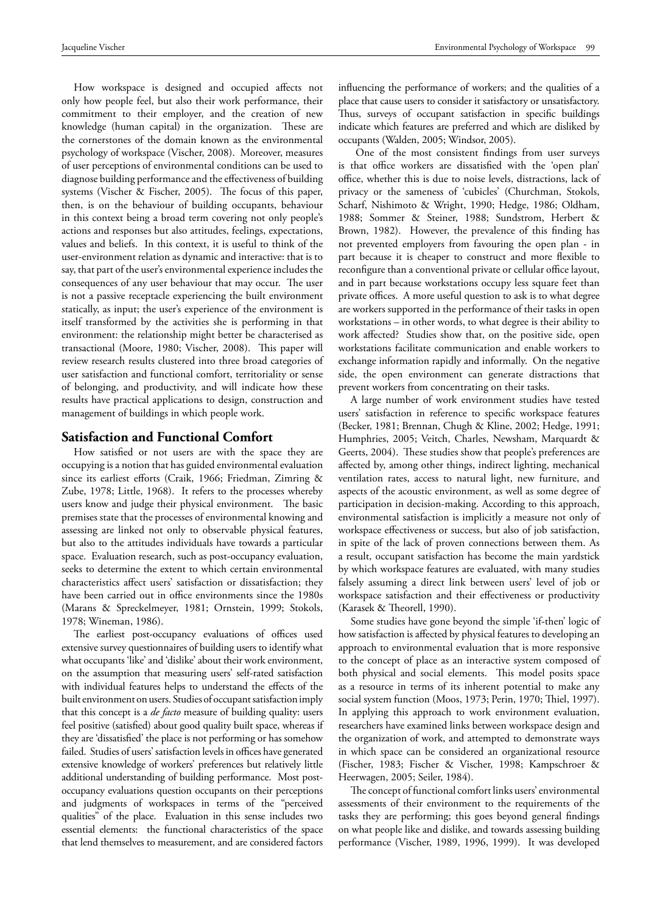How workspace is designed and occupied affects not only how people feel, but also their work performance, their commitment to their employer, and the creation of new knowledge (human capital) in the organization. These are the cornerstones of the domain known as the environmental psychology of workspace (Vischer, 2008). Moreover, measures of user perceptions of environmental conditions can be used to diagnose building performance and the effectiveness of building systems (Vischer & Fischer, 2005). The focus of this paper, then, is on the behaviour of building occupants, behaviour in this context being a broad term covering not only people's actions and responses but also attitudes, feelings, expectations, values and beliefs. In this context, it is useful to think of the user-environment relation as dynamic and interactive: that is to say, that part of the user's environmental experience includes the consequences of any user behaviour that may occur. The user is not a passive receptacle experiencing the built environment statically, as input; the user's experience of the environment is itself transformed by the activities she is performing in that environment: the relationship might better be characterised as transactional (Moore, 1980; Vischer, 2008). This paper will review research results clustered into three broad categories of user satisfaction and functional comfort, territoriality or sense of belonging, and productivity, and will indicate how these results have practical applications to design, construction and management of buildings in which people work.

## Satisfaction and Functional Comfort

How satisfied or not users are with the space they are occupying is a notion that has guided environmental evaluation since its earliest efforts (Craik, 1966; Friedman, Zimring & Zube, 1978; Little, 1968). It refers to the processes whereby users know and judge their physical environment. The basic premises state that the processes of environmental knowing and assessing are linked not only to observable physical features, but also to the attitudes individuals have towards a particular space. Evaluation research, such as post-occupancy evaluation, seeks to determine the extent to which certain environmental characteristics affect users' satisfaction or dissatisfaction; they have been carried out in office environments since the 1980s (Marans & Spreckelmeyer, 1981; Ornstein, 1999; Stokols, 1978; Wineman, 1986).

The earliest post-occupancy evaluations of offices used extensive survey questionnaires of building users to identify what what occupants 'like' and 'dislike' about their work environment, on the assumption that measuring users' self-rated satisfaction with individual features helps to understand the effects of the built environment on users. Studies of occupant satisfaction imply that this concept is a *de facto* measure of building quality: users feel positive (satisfied) about good quality built space, whereas if they are 'dissatisfied' the place is not performing or has somehow failed. Studies of users' satisfaction levels in offices have generated extensive knowledge of workers' preferences but relatively little additional understanding of building performance. Most post-occupancy evaluations question occupants on their perceptions and judgments of workspaces in terms of the "perceived qualities" of the place. Evaluation in this sense includes two essential elements: the functional characteristics of the space that lend themselves to measurement, and are considered factors influencing the performance of workers; and the qualities of a place that cause users to consider it satisfactory or unsatisfactory. Thus, surveys of occupant satisfaction in specific buildings indicate which features are preferred and which are disliked by occupants (Walden, 2005; Windsor, 2005).

One of the most consistent findings from user surveys is that office workers are dissatisfied with the 'open plan' office, whether this is due to noise levels, distractions, lack of privacy or the sameness of 'cubicles' (Churchman, Stokols, Scharf, Nishimoto & Wright, 1990; Hedge, 1986; Oldham, 1988; Sommer & Steiner, 1988; Sundstrom, Herbert & Brown, 1982). However, the prevalence of this finding has not prevented employers from favouring the open plan - in part because it is cheaper to construct and more flexible to reconfigure than a conventional private or cellular office layout, and in part because workstations occupy less square feet than private offices. A more useful question to ask is to what degree are workers supported in the performance of their tasks in open workstations – in other words, to what degree is their ability to work affected? Studies show that, on the positive side, open workstations facilitate communication and enable workers to exchange information rapidly and informally. On the negative side, the open environment can generate distractions that prevent workers from concentrating on their tasks.

A large number of work environment studies have tested users' satisfaction in reference to specific workspace features (Becker, 1981; Brennan, Chugh & Kline, 2002; Hedge, 1991; Humphries, 2005; Veitch, Charles, Newsham, Marquardt & Geerts, 2004). These studies show that people's preferences are affected by, among other things, indirect lighting, mechanical ventilation rates, access to natural light, new furniture, and aspects of the acoustic environment, as well as some degree of participation in decision-making. According to this approach, environmental satisfaction is implicitly a measure not only of workspace effectiveness or success, but also of job satisfaction, in spite of the lack of proven connections between them. As a result, occupant satisfaction has become the main yardstick by which workspace features are evaluated, with many studies falsely assuming a direct link between users' level of job or workspace satisfaction and their effectiveness or productivity (Karasek & Theorell, 1990).

Some studies have gone beyond the simple 'if-then' logic of how satisfaction is affected by physical features to developing an approach to environmental evaluation that is more responsive to the concept of place as an interactive system composed of both physical and social elements. This model posits space as a resource in terms of its inherent potential to make any social system function (Moos, 1973; Perin, 1970; Thiel, 1997). In applying this approach to work environment evaluation, researchers have examined links between workspace design and the organization of work, and attempted to demonstrate ways in which space can be considered an organizational resource (Fischer, 1983; Fischer & Vischer, 1998; Kampschroer & Heerwagen, 2005; Seiler, 1984).

The concept of functional comfort links users' environmental assessments of their environment to the requirements of the tasks they are performing; this goes beyond general findings on what people like and dislike, and towards assessing building performance (Vischer, 1989, 1996, 1999). It was developed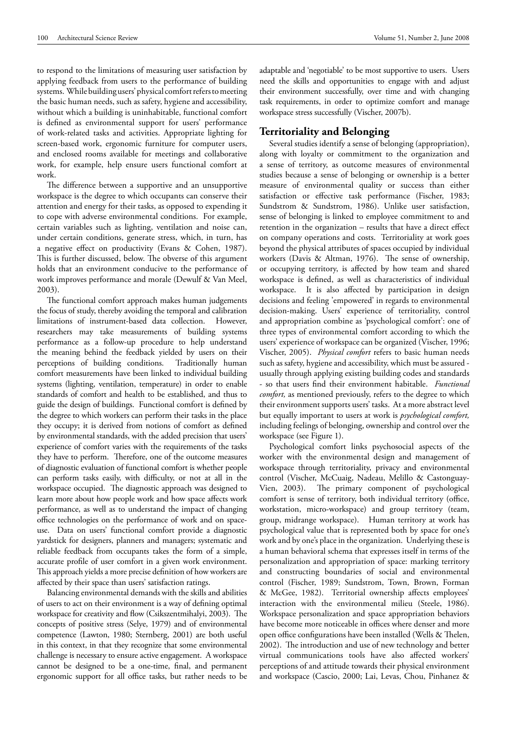to respond to the limitations of measuring user satisfaction by applying feedback from users to the performance of building systems. While building users' physical comfort refers to meeting the basic human needs, such as safety, hygiene and accessibility, without which a building is uninhabitable, functional comfort is defined as environmental support for users' performance of work-related tasks and activities. Appropriate lighting for screen-based work, ergonomic furniture for computer users, and enclosed rooms available for meetings and collaborative work, for example, help ensure users functional comfort at work.

The difference between a supportive and an unsupportive workspace is the degree to which occupants can conserve their attention and energy for their tasks, as opposed to expending it to cope with adverse environmental conditions. For example, certain variables such as lighting, ventilation and noise can, under certain conditions, generate stress, which, in turn, has a negative effect on productivity (Evans & Cohen, 1987). This is further discussed, below. The obverse of this argument holds that an environment conducive to the performance of work improves performance and morale (Dewulf & Van Meel, 2003).

The functional comfort approach makes human judgements the focus of study, thereby avoiding the temporal and calibration limitations of instrument-based data collection. However, researchers may take measurements of building systems performance as a follow-up procedure to help understand the meaning behind the feedback yielded by users on their perceptions of building conditions. Traditionally human comfort measurements have been linked to individual building systems (lighting, ventilation, temperature) in order to enable standards of comfort and health to be established, and thus to guide the design of buildings. Functional comfort is defined by the degree to which workers can perform their tasks in the place they occupy; it is derived from notions of comfort as defined by environmental standards, with the added precision that users' experience of comfort varies with the requirements of the tasks they have to perform. Therefore, one of the outcome measures of diagnostic evaluation of functional comfort is whether people can perform tasks easily, with difficulty, or not at all in the workspace occupied. The diagnostic approach was designed to learn more about how people work and how space affects work performance, as well as to understand the impact of changing office technologies on the performance of work and on space-use. Data on users' functional comfort provide a diagnostic yardstick for designers, planners and managers; systematic and reliable feedback from occupants takes the form of a simple, accurate profile of user comfort in a given work environment. This approach yields a more precise definition of how workers are affected by their space than users' satisfaction ratings.

Balancing environmental demands with the skills and abilities of users to act on their environment is a way of defining optimal workspace for creativity and flow (Csikszentmihalyi, 2003). The concepts of positive stress (Selye, 1979) and of environmental competence (Lawton, 1980; Sternberg, 2001) are both useful in this context, in that they recognize that some environmental challenge is necessary to ensure active engagement. A workspace cannot be designed to be a one-time, final, and permanent ergonomic support for all office tasks, but rather needs to be adaptable and 'negotiable' to be most supportive to users. Users need the skills and opportunities to engage with and adjust their environment successfully, over time and with changing task requirements, in order to optimize comfort and manage workspace stress successfully (Vischer, 2007b).

## Territoriality and Belonging

Several studies identify a sense of belonging (appropriation), along with loyalty or commitment to the organization and a sense of territory, as outcome measures of environmental studies because a sense of belonging or ownership is a better measure of environmental quality or success than either satisfaction or effective task performance (Fischer, 1983; Sundstrom & Sundstrom, 1986). Unlike user satisfaction, sense of belonging is linked to employee commitment to and retention in the organization – results that have a direct effect on company operations and costs. Territoriality at work goes beyond the physical attributes of spaces occupied by individual workers (Davis & Altman, 1976). The sense of ownership, or occupying territory, is affected by how team and shared workspace is defined, as well as characteristics of individual workspace. It is also affected by participation in design decisions and feeling 'empowered' in regards to environmental decision-making. Users' experience of territoriality, control and appropriation combine as 'psychological comfort': one of three types of environmental comfort according to which the users' experience of workspace can be organized (Vischer, 1996; Vischer, 2005). *Physical comfort* refers to basic human needs such as safety, hygiene and accessibility, which must be assured - usually through applying existing building codes and standards - so that users find their environment habitable. *Functional comfort,* as mentioned previously, refers to the degree to which their environment supports users' tasks. At a more abstract level but equally important to users at work is *psychological comfort,* including feelings of belonging, ownership and control over the workspace (see Figure 1).

Psychological comfort links psychosocial aspects of the worker with the environmental design and management of workspace through territoriality, privacy and environmental control (Vischer, McCuaig, Nadeau, Melillo & Castonguay-Vien, 2003). The primary component of psychological comfort is sense of territory, both individual territory (office, workstation, micro-workspace) and group territory (team, group, midrange workspace). Human territory at work has psychological value that is represented both by space for one's work and by one's place in the organization. Underlying these is a human behavioral schema that expresses itself in terms of the personalization and appropriation of space: marking territory and constructing boundaries of social and environmental control (Fischer, 1989; Sundstrom, Town, Brown, Forman & McGee, 1982). Territorial ownership affects employees' interaction with the environmental milieu (Steele, 1986). Workspace personalization and space appropriation behaviors have become more noticeable in offices where denser and more open office configurations have been installed (Wells & Thelen, 2002). The introduction and use of new technology and better virtual communications tools have also affected workers' perceptions of and attitude towards their physical environment and workspace (Cascio, 2000; Lai, Levas, Chou, Pinhanez &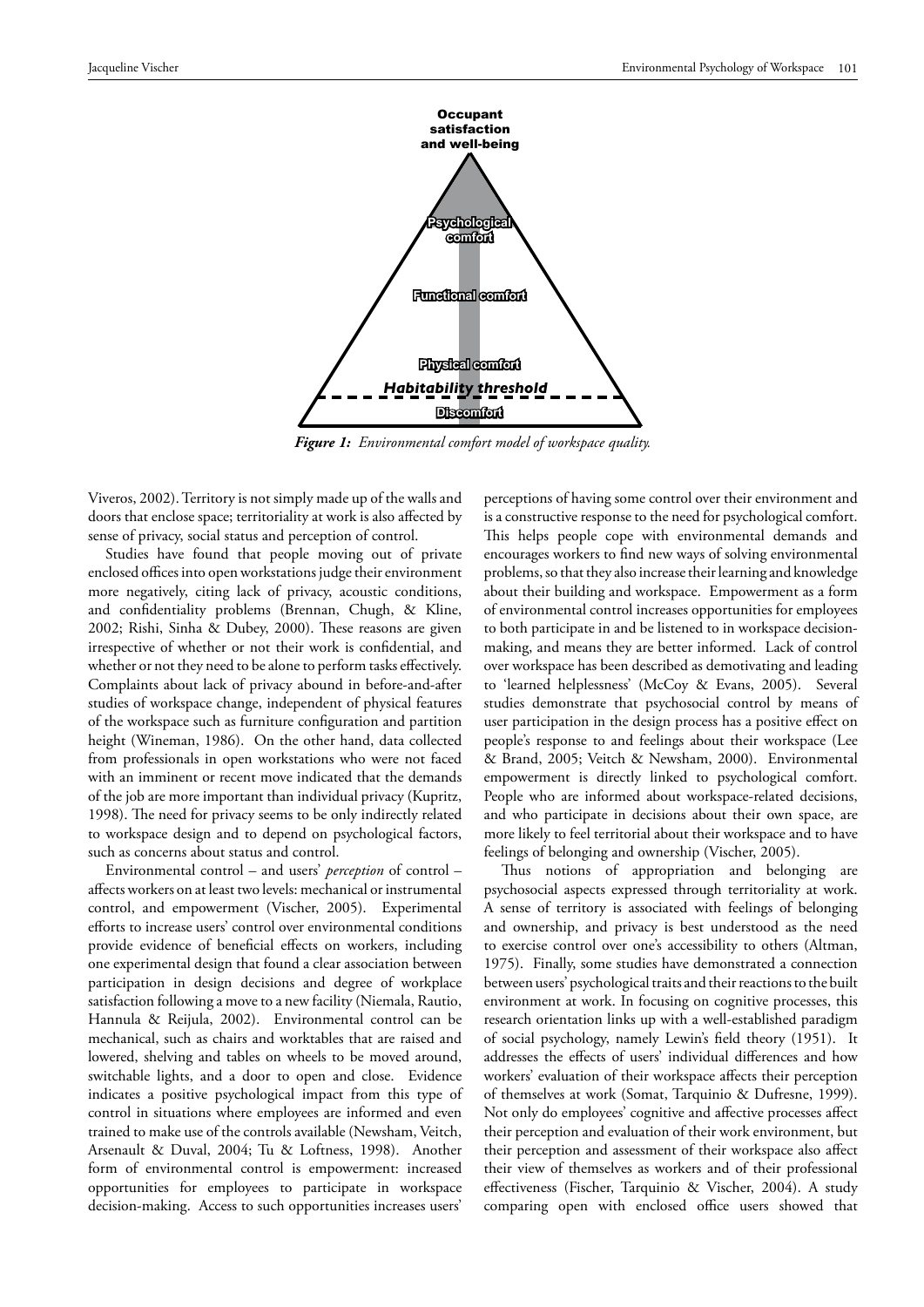*Figure 1: Environmental comfort model of workspace quality.*

Viveros, 2002). Territory is not simply made up of the walls and doors that enclose space; territoriality at work is also affected by sense of privacy, social status and perception of control.

Studies have found that people moving out of private enclosed offices into open workstations judge their environment more negatively, citing lack of privacy, acoustic conditions, and confidentiality problems (Brennan, Chugh, & Kline, 2002; Rishi, Sinha & Dubey, 2000). These reasons are given irrespective of whether or not their work is confidential, and whether or not they need to be alone to perform tasks effectively. Complaints about lack of privacy abound in before-and-after studies of workspace change, independent of physical features of the workspace such as furniture configuration and partition height (Wineman, 1986). On the other hand, data collected from professionals in open workstations who were not faced with an imminent or recent move indicated that the demands of the job are more important than individual privacy (Kupritz, 1998). The need for privacy seems to be only indirectly related to workspace design and to depend on psychological factors, such as concerns about status and control.

Environmental control – and users' *perception* of control – affects workers on at least two levels: mechanical or instrumental control, and empowerment (Vischer, 2005). Experimental efforts to increase users' control over environmental conditions provide evidence of beneficial effects on workers, including one experimental design that found a clear association between participation in design decisions and degree of workplace satisfaction following a move to a new facility (Niemala, Rautio, Hannula & Reijula, 2002). Environmental control can be mechanical, such as chairs and worktables that are raised and lowered, shelving and tables on wheels to be moved around, switchable lights, and a door to open and close. Evidence indicates a positive psychological impact from this type of control in situations where employees are informed and even trained to make use of the controls available (Newsham, Veitch, Arsenault & Duval, 2004; Tu & Loftness, 1998). Another form of environmental control is empowerment: increased opportunities for employees to participate in workspace decision-making. Access to such opportunities increases users' perceptions of having some control over their environment and is a constructive response to the need for psychological comfort. This helps people cope with environmental demands and encourages workers to find new ways of solving environmental problems, so that they also increase their learning and knowledge about their building and workspace. Empowerment as a form of environmental control increases opportunities for employees to both participate in and be listened to in workspace decision-making, and means they are better informed. Lack of control over workspace has been described as demotivating and leading to 'learned helplessness' (McCoy & Evans, 2005). Several studies demonstrate that psychosocial control by means of user participation in the design process has a positive effect on people's response to and feelings about their workspace (Lee & Brand, 2005; Veitch & Newsham, 2000). Environmental empowerment is directly linked to psychological comfort. People who are informed about workspace-related decisions, and who participate in decisions about their own space, are more likely to feel territorial about their workspace and to have feelings of belonging and ownership (Vischer, 2005).

Thus notions of appropriation and belonging are psychosocial aspects expressed through territoriality at work. A sense of territory is associated with feelings of belonging and ownership, and privacy is best understood as the need to exercise control over one's accessibility to others (Altman, 1975). Finally, some studies have demonstrated a connection between users' psychological traits and their reactions to the built environment at work. In focusing on cognitive processes, this research orientation links up with a well-established paradigm of social psychology, namely Lewin's field theory (1951). It addresses the effects of users' individual differences and how workers' evaluation of their workspace affects their perception of themselves at work (Somat, Tarquinio & Dufresne, 1999). Not only do employees' cognitive and affective processes affect their perception and evaluation of their work environment, but their perception and assessment of their workspace also affect their view of themselves as workers and of their professional effectiveness (Fischer, Tarquinio & Vischer, 2004). A study comparing open with enclosed office users showed that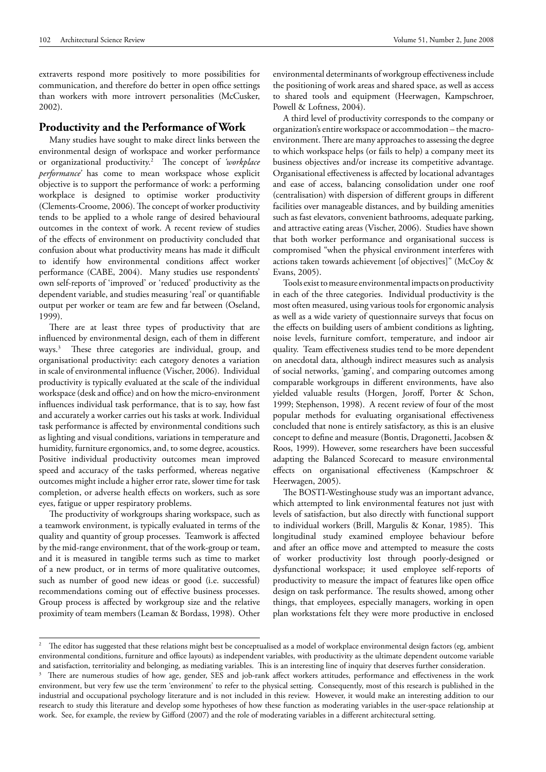extraverts respond more positively to more possibilities for communication, and therefore do better in open office settings than workers with more introvert personalities (McCusker, 2002).

## Productivity and the Performance of Work

Many studies have sought to make direct links between the environmental design of workspace and worker performance or organizational productivity.[2] The concept of *'workplace performance'* has come to mean workspace whose explicit objective is to support the performance of work: a performing workplace is designed to optimise worker productivity (Clements-Croome, 2006). The concept of worker productivity tends to be applied to a whole range of desired behavioural outcomes in the context of work. A recent review of studies of the effects of environment on productivity concluded that confusion about what productivity means has made it difficult to identify how environmental conditions affect worker performance (CABE, 2004). Many studies use respondents' own self-reports of 'improved' or 'reduced' productivity as the dependent variable, and studies measuring 'real' or quantifiable output per worker or team are few and far between (Oseland, 1999).

There are at least three types of productivity that are influenced by environmental design, each of them in different ways.[3] These three categories are individual, group, and organisational productivity: each category denotes a variation in scale of environmental influence (Vischer, 2006). Individual productivity is typically evaluated at the scale of the individual workspace (desk and office) and on how the micro-environment influences individual task performance, that is to say, how fast and accurately a worker carries out his tasks at work. Individual task performance is affected by environmental conditions such as lighting and visual conditions, variations in temperature and humidity, furniture ergonomics, and, to some degree, acoustics. Positive individual productivity outcomes mean improved speed and accuracy of the tasks performed, whereas negative outcomes might include a higher error rate, slower time for task completion, or adverse health effects on workers, such as sore eyes, fatigue or upper respiratory problems.

The productivity of workgroups sharing workspace, such as a teamwork environment, is typically evaluated in terms of the quality and quantity of group processes. Teamwork is affected by the mid-range environment, that of the work-group or team, and it is measured in tangible terms such as time to market of a new product, or in terms of more qualitative outcomes, such as number of good new ideas or good (i.e. successful) recommendations coming out of effective business processes. Group process is affected by workgroup size and the relative proximity of team members (Leaman & Bordass, 1998). Other environmental determinants of workgroup effectiveness include the positioning of work areas and shared space, as well as access to shared tools and equipment (Heerwagen, Kampschroer, Powell & Loftness, 2004).

A third level of productivity corresponds to the company or organization's entire workspace or accommodation – the macro-environment. There are many approaches to assessing the degree to which workspace helps (or fails to help) a company meet its business objectives and/or increase its competitive advantage. Organisational effectiveness is affected by locational advantages and ease of access, balancing consolidation under one roof (centralisation) with dispersion of different groups in different facilities over manageable distances, and by building amenities such as fast elevators, convenient bathrooms, adequate parking, and attractive eating areas (Vischer, 2006). Studies have shown that both worker performance and organisational success is compromised "when the physical environment interferes with actions taken towards achievement [of objectives]" (McCoy & Evans, 2005).

Tools exist to measure environmental impacts on productivity in each of the three categories. Individual productivity is the most often measured, using various tools for ergonomic analysis as well as a wide variety of questionnaire surveys that focus on the effects on building users of ambient conditions as lighting, noise levels, furniture comfort, temperature, and indoor air quality. Team effectiveness studies tend to be more dependent on anecdotal data, although indirect measures such as analysis of social networks, 'gaming', and comparing outcomes among comparable workgroups in different environments, have also yielded valuable results (Horgen, Joroff, Porter & Schon, 1999; Stephenson, 1998). A recent review of four of the most popular methods for evaluating organisational effectiveness concluded that none is entirely satisfactory, as this is an elusive concept to define and measure (Bontis, Dragonetti, Jacobsen & Roos, 1999). However, some researchers have been successful adapting the Balanced Scorecard to measure environmental effects on organisational effectiveness (Kampschroer & Heerwagen, 2005).

The BOSTI-Westinghouse study was an important advance, which attempted to link environmental features not just with levels of satisfaction, but also directly with functional support to individual workers (Brill, Margulis & Konar, 1985). This longitudinal study examined employee behaviour before and after an office move and attempted to measure the costs of worker productivity lost through poorly-designed or dysfunctional workspace; it used employee self-reports of productivity to measure the impact of features like open office design on task performance. The results showed, among other things, that employees, especially managers, working in open plan workstations felt they were more productive in enclosed

---

[2] The editor has suggested that these relations might best be conceptualised as a model of workplace environmental design factors (eg, ambient environmental conditions, furniture and office layouts) as independent variables, with productivity as the ultimate dependent outcome variable and satisfaction, territoriality and belonging, as mediating variables. This is an interesting line of inquiry that deserves further consideration.

[3] There are numerous studies of how age, gender, SES and job-rank affect workers attitudes, performance and effectiveness in the work environment, but very few use the term 'environment' to refer to the physical setting. Consequently, most of this research is published in the industrial and occupational psychology literature and is not included in this review. However, it would make an interesting addition to our research to study this literature and develop some hypotheses of how these function as moderating variables in the user-space relationship at work. See, for example, the review by Gifford (2007) and the role of moderating variables in a different architectural setting.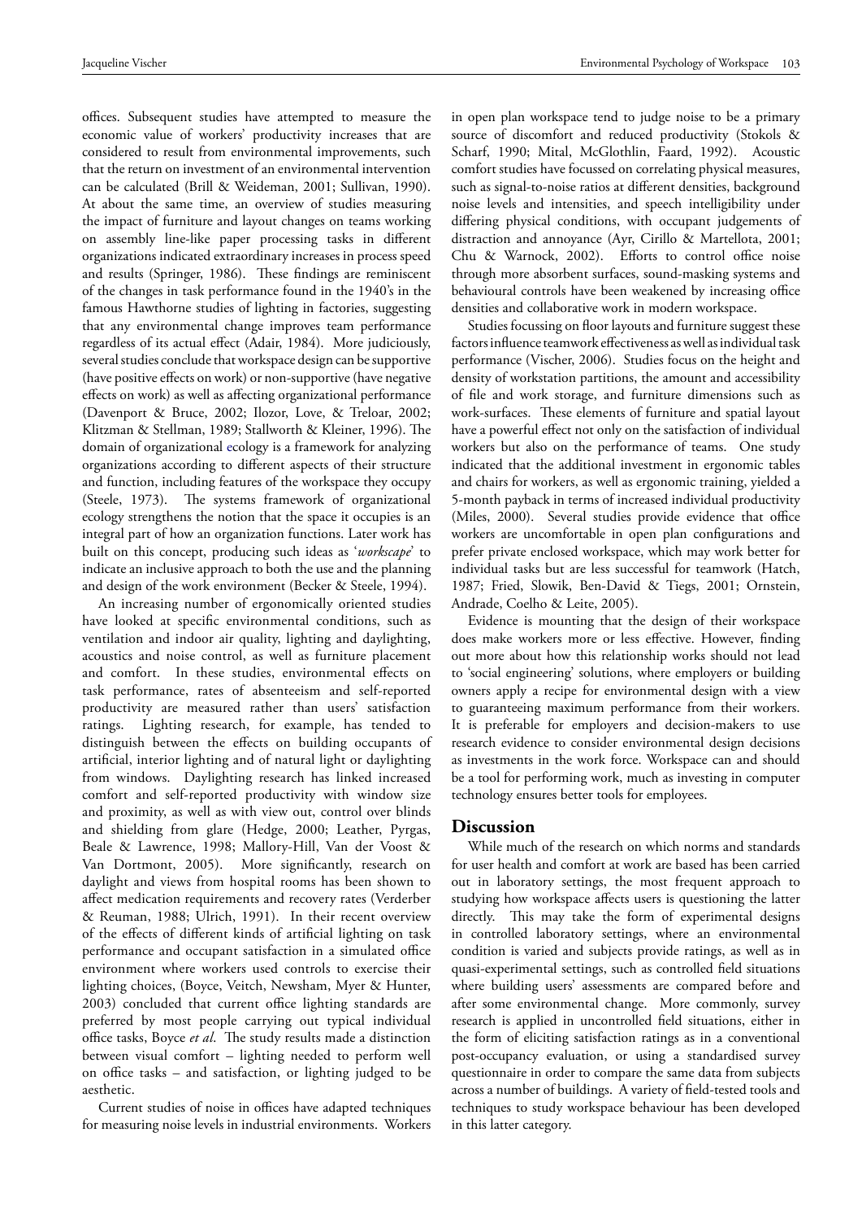offices. Subsequent studies have attempted to measure the economic value of workers' productivity increases that are considered to result from environmental improvements, such that the return on investment of an environmental intervention can be calculated (Brill & Weideman, 2001; Sullivan, 1990). At about the same time, an overview of studies measuring the impact of furniture and layout changes on teams working on assembly line-like paper processing tasks in different organizations indicated extraordinary increases in process speed and results (Springer, 1986). These findings are reminiscent of the changes in task performance found in the 1940's in the famous Hawthorne studies of lighting in factories, suggesting that any environmental change improves team performance regardless of its actual effect (Adair, 1984). More judiciously, several studies conclude that workspace design can be supportive (have positive effects on work) or non-supportive (have negative effects on work) as well as affecting organizational performance (Davenport & Bruce, 2002; Ilozor, Love, & Treloar, 2002; Klitzman & Stellman, 1989; Stallworth & Kleiner, 1996). The domain of organizational ecology is a framework for analyzing organizations according to different aspects of their structure and function, including features of the workspace they occupy (Steele, 1973). The systems framework of organizational ecology strengthens the notion that the space it occupies is an integral part of how an organization functions. Later work has built on this concept, producing such ideas as '*workscape*' to indicate an inclusive approach to both the use and the planning and design of the work environment (Becker & Steele, 1994).

An increasing number of ergonomically oriented studies have looked at specific environmental conditions, such as ventilation and indoor air quality, lighting and daylighting, acoustics and noise control, as well as furniture placement and comfort. In these studies, environmental effects on task performance, rates of absenteeism and self-reported productivity are measured rather than users' satisfaction ratings. Lighting research, for example, has tended to distinguish between the effects on building occupants of artificial, interior lighting and of natural light or daylighting from windows. Daylighting research has linked increased comfort and self-reported productivity with window size and proximity, as well as with view out, control over blinds and shielding from glare (Hedge, 2000; Leather, Pyrgas, Beale & Lawrence, 1998; Mallory-Hill, Van der Voost & Van Dortmont, 2005). More significantly, research on daylight and views from hospital rooms has been shown to affect medication requirements and recovery rates (Verderber & Reuman, 1988; Ulrich, 1991). In their recent overview of the effects of different kinds of artificial lighting on task performance and occupant satisfaction in a simulated office environment where workers used controls to exercise their lighting choices, (Boyce, Veitch, Newsham, Myer & Hunter, 2003) concluded that current office lighting standards are preferred by most people carrying out typical individual office tasks, Boyce *et al*. The study results made a distinction between visual comfort – lighting needed to perform well on office tasks – and satisfaction, or lighting judged to be aesthetic.

Current studies of noise in offices have adapted techniques for measuring noise levels in industrial environments. Workers in open plan workspace tend to judge noise to be a primary source of discomfort and reduced productivity (Stokols & Scharf, 1990; Mital, McGlothlin, Faard, 1992). Acoustic comfort studies have focussed on correlating physical measures, such as signal-to-noise ratios at different densities, background noise levels and intensities, and speech intelligibility under differing physical conditions, with occupant judgements of distraction and annoyance (Ayr, Cirillo & Martellota, 2001; Chu & Warnock, 2002). Efforts to control office noise through more absorbent surfaces, sound-masking systems and behavioural controls have been weakened by increasing office densities and collaborative work in modern workspace.

Studies focussing on floor layouts and furniture suggest these factors influence teamwork effectiveness as well as individual task performance (Vischer, 2006). Studies focus on the height and density of workstation partitions, the amount and accessibility of file and work storage, and furniture dimensions such as work-surfaces. These elements of furniture and spatial layout have a powerful effect not only on the satisfaction of individual workers but also on the performance of teams. One study indicated that the additional investment in ergonomic tables and chairs for workers, as well as ergonomic training, yielded a 5-month payback in terms of increased individual productivity (Miles, 2000). Several studies provide evidence that office workers are uncomfortable in open plan configurations and prefer private enclosed workspace, which may work better for individual tasks but are less successful for teamwork (Hatch, 1987; Fried, Slowik, Ben-David & Tiegs, 2001; Ornstein, Andrade, Coelho & Leite, 2005).

Evidence is mounting that the design of their workspace does make workers more or less effective. However, finding out more about how this relationship works should not lead to 'social engineering' solutions, where employers or building owners apply a recipe for environmental design with a view to guaranteeing maximum performance from their workers. It is preferable for employers and decision-makers to use research evidence to consider environmental design decisions as investments in the work force. Workspace can and should be a tool for performing work, much as investing in computer technology ensures better tools for employees.

## Discussion

While much of the research on which norms and standards for user health and comfort at work are based has been carried out in laboratory settings, the most frequent approach to studying how workspace affects users is questioning the latter directly. This may take the form of experimental designs in controlled laboratory settings, where an environmental condition is varied and subjects provide ratings, as well as in quasi-experimental settings, such as controlled field situations where building users' assessments are compared before and after some environmental change. More commonly, survey research is applied in uncontrolled field situations, either in the form of eliciting satisfaction ratings as in a conventional post-occupancy evaluation, or using a standardised survey questionnaire in order to compare the same data from subjects across a number of buildings. A variety of field-tested tools and techniques to study workspace behaviour has been developed in this latter category.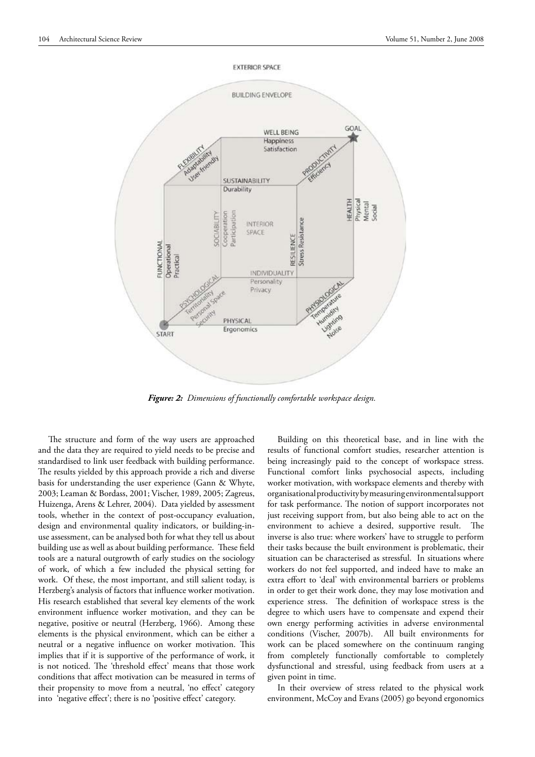EXTERIOR SPACE

BUILDING ENVELOPE

WELL BEING
Happiness
Satisfaction

GOAL

FLEXIBILITY
Adaptability
User-friendly

PRODUCTIVITY
Efficiency

SUSTAINABILITY
Durability

HEALTH
Physical
Mental
Social

SOCIABILITY
Cooperation
Participation

INTERIOR
SPACE

RESILIENCE
Stress Resistance

FUNCTIONAL
Operational
Practical

INDIVIDUALITY
Personality
Privacy

PSYCHOLOGICAL
Territoriality
Personal Space
Security

PHYSIOLOGICAL
Temperature
Humidity
Lighting
Noise

PHYSICAL
Ergonomics

START

***Figure: 2:** Dimensions of functionally comfortable workspace design.*

The structure and form of the way users are approached and the data they are required to yield needs to be precise and standardised to link user feedback with building performance. The results yielded by this approach provide a rich and diverse basis for understanding the user experience (Gann & Whyte, 2003; Leaman & Bordass, 2001; Vischer, 1989, 2005; Zagreus, Huizenga, Arens & Lehrer, 2004). Data yielded by assessment tools, whether in the context of post-occupancy evaluation, design and environmental quality indicators, or building-in-use assessment, can be analysed both for what they tell us about building use as well as about building performance. These field tools are a natural outgrowth of early studies on the sociology of work, of which a few included the physical setting for work. Of these, the most important, and still salient today, is Herzberg's analysis of factors that influence worker motivation. His research established that several key elements of the work environment influence worker motivation, and they can be negative, positive or neutral (Herzberg, 1966). Among these elements is the physical environment, which can be either a neutral or a negative influence on worker motivation. This implies that if it is supportive of the performance of work, it is not noticed. The 'threshold effect' means that those work conditions that affect motivation can be measured in terms of their propensity to move from a neutral, 'no effect' category into 'negative effect'; there is no 'positive effect' category.

Building on this theoretical base, and in line with the results of functional comfort studies, researcher attention is being increasingly paid to the concept of workspace stress. Functional comfort links psychosocial aspects, including worker motivation, with workspace elements and thereby with organisational productivity by measuring environmental support for task performance. The notion of support incorporates not just receiving support from, but also being able to act on the environment to achieve a desired, supportive result. The inverse is also true: where workers' have to struggle to perform their tasks because the built environment is problematic, their situation can be characterised as stressful. In situations where workers do not feel supported, and indeed have to make an extra effort to 'deal' with environmental barriers or problems in order to get their work done, they may lose motivation and experience stress. The definition of workspace stress is the degree to which users have to compensate and expend their own energy performing activities in adverse environmental conditions (Vischer, 2007b). All built environments for work can be placed somewhere on the continuum ranging from completely functionally comfortable to completely dysfunctional and stressful, using feedback from users at a given point in time.

In their overview of stress related to the physical work environment, McCoy and Evans (2005) go beyond ergonomics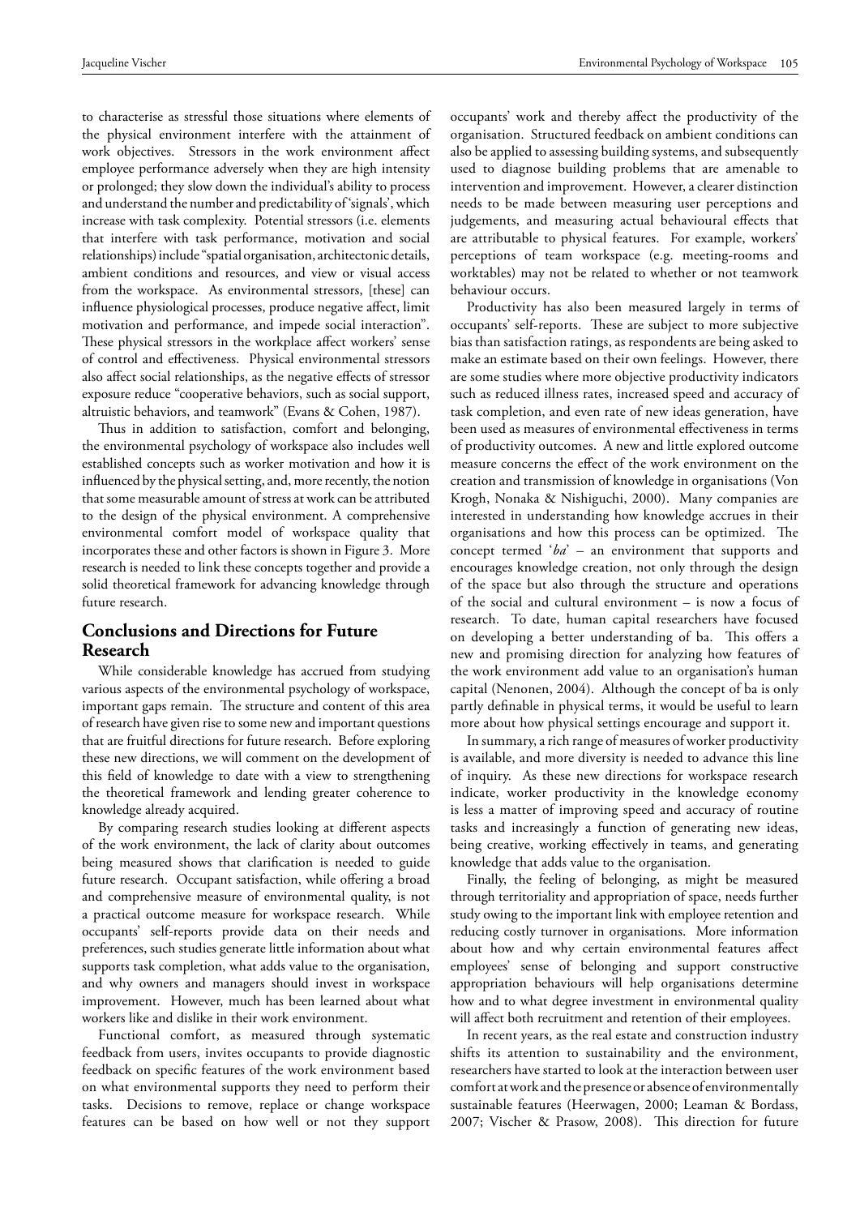to characterise as stressful those situations where elements of the physical environment interfere with the attainment of work objectives. Stressors in the work environment affect employee performance adversely when they are high intensity or prolonged; they slow down the individual's ability to process and understand the number and predictability of 'signals', which increase with task complexity. Potential stressors (i.e. elements that interfere with task performance, motivation and social relationships) include "spatial organisation, architectonic details, ambient conditions and resources, and view or visual access from the workspace. As environmental stressors, [these] can influence physiological processes, produce negative affect, limit motivation and performance, and impede social interaction". These physical stressors in the workplace affect workers' sense of control and effectiveness. Physical environmental stressors also affect social relationships, as the negative effects of stressor exposure reduce "cooperative behaviors, such as social support, altruistic behaviors, and teamwork" (Evans & Cohen, 1987).

Thus in addition to satisfaction, comfort and belonging, the environmental psychology of workspace also includes well established concepts such as worker motivation and how it is influenced by the physical setting, and, more recently, the notion that some measurable amount of stress at work can be attributed to the design of the physical environment. A comprehensive environmental comfort model of workspace quality that incorporates these and other factors is shown in Figure 3. More research is needed to link these concepts together and provide a solid theoretical framework for advancing knowledge through future research.

## Conclusions and Directions for Future Research

While considerable knowledge has accrued from studying various aspects of the environmental psychology of workspace, important gaps remain. The structure and content of this area of research have given rise to some new and important questions that are fruitful directions for future research. Before exploring these new directions, we will comment on the development of this field of knowledge to date with a view to strengthening the theoretical framework and lending greater coherence to knowledge already acquired.

By comparing research studies looking at different aspects of the work environment, the lack of clarity about outcomes being measured shows that clarification is needed to guide future research. Occupant satisfaction, while offering a broad and comprehensive measure of environmental quality, is not a practical outcome measure for workspace research. While occupants' self-reports provide data on their needs and preferences, such studies generate little information about what supports task completion, what adds value to the organisation, and why owners and managers should invest in workspace improvement. However, much has been learned about what workers like and dislike in their work environment.

Functional comfort, as measured through systematic feedback from users, invites occupants to provide diagnostic feedback on specific features of the work environment based on what environmental supports they need to perform their tasks. Decisions to remove, replace or change workspace features can be based on how well or not they support occupants' work and thereby affect the productivity of the organisation. Structured feedback on ambient conditions can also be applied to assessing building systems, and subsequently used to diagnose building problems that are amenable to intervention and improvement. However, a clearer distinction needs to be made between measuring user perceptions and judgements, and measuring actual behavioural effects that are attributable to physical features. For example, workers' perceptions of team workspace (e.g. meeting-rooms and worktables) may not be related to whether or not teamwork behaviour occurs.

Productivity has also been measured largely in terms of occupants' self-reports. These are subject to more subjective bias than satisfaction ratings, as respondents are being asked to make an estimate based on their own feelings. However, there are some studies where more objective productivity indicators such as reduced illness rates, increased speed and accuracy of task completion, and even rate of new ideas generation, have been used as measures of environmental effectiveness in terms of productivity outcomes. A new and little explored outcome measure concerns the effect of the work environment on the creation and transmission of knowledge in organisations (Von Krogh, Nonaka & Nishiguchi, 2000). Many companies are interested in understanding how knowledge accrues in their organisations and how this process can be optimized. The concept termed '*ba*' – an environment that supports and encourages knowledge creation, not only through the design of the space but also through the structure and operations of the social and cultural environment – is now a focus of research. To date, human capital researchers have focused on developing a better understanding of ba. This offers a new and promising direction for analyzing how features of the work environment add value to an organisation's human capital (Nenonen, 2004). Although the concept of ba is only partly definable in physical terms, it would be useful to learn more about how physical settings encourage and support it.

In summary, a rich range of measures of worker productivity is available, and more diversity is needed to advance this line of inquiry. As these new directions for workspace research indicate, worker productivity in the knowledge economy is less a matter of improving speed and accuracy of routine tasks and increasingly a function of generating new ideas, being creative, working effectively in teams, and generating knowledge that adds value to the organisation.

Finally, the feeling of belonging, as might be measured through territoriality and appropriation of space, needs further study owing to the important link with employee retention and reducing costly turnover in organisations. More information about how and why certain environmental features affect employees' sense of belonging and support constructive appropriation behaviours will help organisations determine how and to what degree investment in environmental quality will affect both recruitment and retention of their employees.

In recent years, as the real estate and construction industry shifts its attention to sustainability and the environment, researchers have started to look at the interaction between user comfort at work and the presence or absence of environmentally sustainable features (Heerwagen, 2000; Leaman & Bordass, 2007; Vischer & Prasow, 2008). This direction for future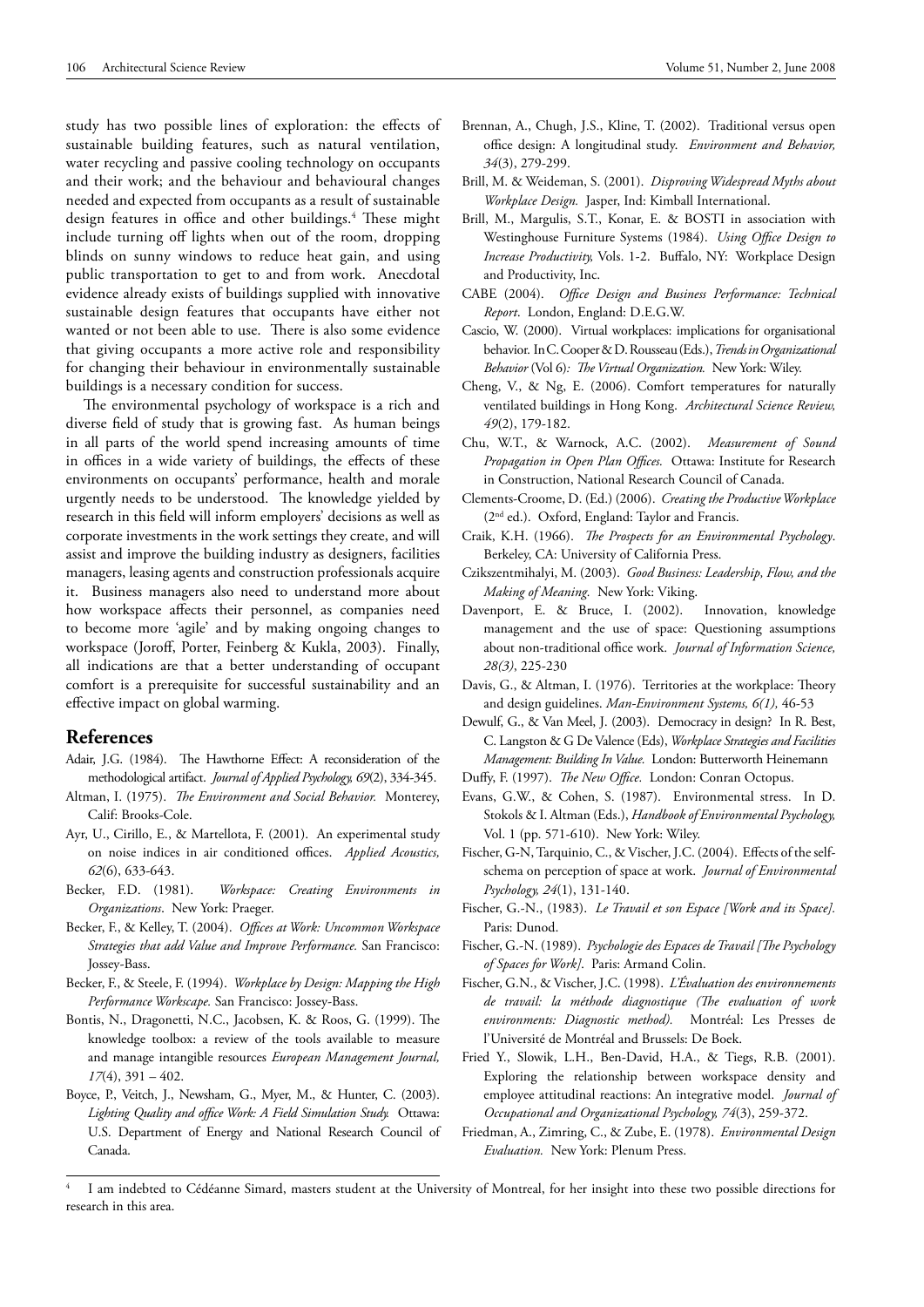study has two possible lines of exploration: the effects of sustainable building features, such as natural ventilation, water recycling and passive cooling technology on occupants and their work; and the behaviour and behavioural changes needed and expected from occupants as a result of sustainable design features in office and other buildings.[4] These might include turning off lights when out of the room, dropping blinds on sunny windows to reduce heat gain, and using public transportation to get to and from work. Anecdotal evidence already exists of buildings supplied with innovative sustainable design features that occupants have either not wanted or not been able to use. There is also some evidence that giving occupants a more active role and responsibility for changing their behaviour in environmentally sustainable buildings is a necessary condition for success.

The environmental psychology of workspace is a rich and diverse field of study that is growing fast. As human beings in all parts of the world spend increasing amounts of time in offices in a wide variety of buildings, the effects of these environments on occupants' performance, health and morale urgently needs to be understood. The knowledge yielded by research in this field will inform employers' decisions as well as corporate investments in the work settings they create, and will assist and improve the building industry as designers, facilities managers, leasing agents and construction professionals acquire it. Business managers also need to understand more about how workspace affects their personnel, as companies need to become more 'agile' and by making ongoing changes to workspace (Joroff, Porter, Feinberg & Kukla, 2003). Finally, all indications are that a better understanding of occupant comfort is a prerequisite for successful sustainability and an effective impact on global warming.

## References

Adair, J.G. (1984). The Hawthorne Effect: A reconsideration of the methodological artifact. *Journal of Applied Psychology, 69*(2), 334-345.

Altman, I. (1975). *The Environment and Social Behavior.* Monterey, Calif: Brooks-Cole.

Ayr, U., Cirillo, E., & Martellota, F. (2001). An experimental study on noise indices in air conditioned offices. *Applied Acoustics, 62*(6), 633-643.

Becker, F.D. (1981). *Workspace: Creating Environments in Organizations*. New York: Praeger.

Becker, F., & Kelley, T. (2004). *Offices at Work: Uncommon Workspace Strategies that add Value and Improve Performance.* San Francisco: Jossey-Bass.

Becker, F., & Steele, F. (1994). *Workplace by Design: Mapping the High Performance Workscape.* San Francisco: Jossey-Bass.

Bontis, N., Dragonetti, N.C., Jacobsen, K. & Roos, G. (1999). The knowledge toolbox: a review of the tools available to measure and manage intangible resources *European Management Journal, 17*(4), 391 – 402.

Boyce, P., Veitch, J., Newsham, G., Myer, M., & Hunter, C. (2003). *Lighting Quality and office Work: A Field Simulation Study.* Ottawa: U.S. Department of Energy and National Research Council of Canada.

Brennan, A., Chugh, J.S., Kline, T. (2002). Traditional versus open office design: A longitudinal study. *Environment and Behavior, 34*(3), 279-299.

Brill, M. & Weideman, S. (2001). *Disproving Widespread Myths about Workplace Design.* Jasper, Ind: Kimball International.

Brill, M., Margulis, S.T., Konar, E. & BOSTI in association with Westinghouse Furniture Systems (1984). *Using Office Design to Increase Productivity,* Vols. 1-2. Buffalo, NY: Workplace Design and Productivity, Inc.

CABE (2004). *Office Design and Business Performance: Technical Report*. London, England: D.E.G.W.

Cascio, W. (2000). Virtual workplaces: implications for organisational behavior. In C. Cooper & D. Rousseau (Eds.), *Trends in Organizational Behavior* (Vol 6)*: The Virtual Organization.* New York: Wiley.

Cheng, V., & Ng, E. (2006). Comfort temperatures for naturally ventilated buildings in Hong Kong. *Architectural Science Review, 49*(2), 179-182.

Chu, W.T., & Warnock, A.C. (2002). *Measurement of Sound Propagation in Open Plan Offices.* Ottawa: Institute for Research in Construction, National Research Council of Canada.

Clements-Croome, D. (Ed.) (2006). *Creating the Productive Workplace* (2nd ed.). Oxford, England: Taylor and Francis.

Craik, K.H. (1966). *The Prospects for an Environmental Psychology*. Berkeley, CA: University of California Press.

Czikszentmihalyi, M. (2003). *Good Business: Leadership, Flow, and the Making of Meaning.* New York: Viking.

Davenport, E. & Bruce, I. (2002). Innovation, knowledge management and the use of space: Questioning assumptions about non-traditional office work. *Journal of Information Science, 28(3)*, 225-230

Davis, G., & Altman, I. (1976). Territories at the workplace: Theory and design guidelines. *Man-Environment Systems, 6(1),* 46-53

Dewulf, G., & Van Meel, J. (2003). Democracy in design? In R. Best, C. Langston & G De Valence (Eds), *Workplace Strategies and Facilities Management: Building In Value.* London: Butterworth Heinemann

Duffy, F. (1997). *The New Office.* London: Conran Octopus.

Evans, G.W., & Cohen, S. (1987). Environmental stress. In D. Stokols & I. Altman (Eds.), *Handbook of Environmental Psychology,* Vol. 1 (pp. 571-610). New York: Wiley.

Fischer, G-N, Tarquinio, C., & Vischer, J.C. (2004). Effects of the self-schema on perception of space at work. *Journal of Environmental Psychology, 24*(1), 131-140.

Fischer, G.-N., (1983). *Le Travail et son Espace [Work and its Space].* Paris: Dunod.

Fischer, G.-N. (1989). *Psychologie des Espaces de Travail [The Psychology of Spaces for Work]*. Paris: Armand Colin.

Fischer, G.N., & Vischer, J.C. (1998). *L'Évaluation des environnements de travail: la méthode diagnostique (The evaluation of work environments: Diagnostic method).* Montréal: Les Presses de l'Université de Montréal and Brussels: De Boek.

Fried Y., Slowik, L.H., Ben-David, H.A., & Tiegs, R.B. (2001). Exploring the relationship between workspace density and employee attitudinal reactions: An integrative model. *Journal of Occupational and Organizational Psychology, 74*(3), 259-372.

Friedman, A., Zimring, C., & Zube, E. (1978). *Environmental Design Evaluation.* New York: Plenum Press.

[4] I am indebted to Cédéanne Simard, masters student at the University of Montreal, for her insight into these two possible directions for research in this area.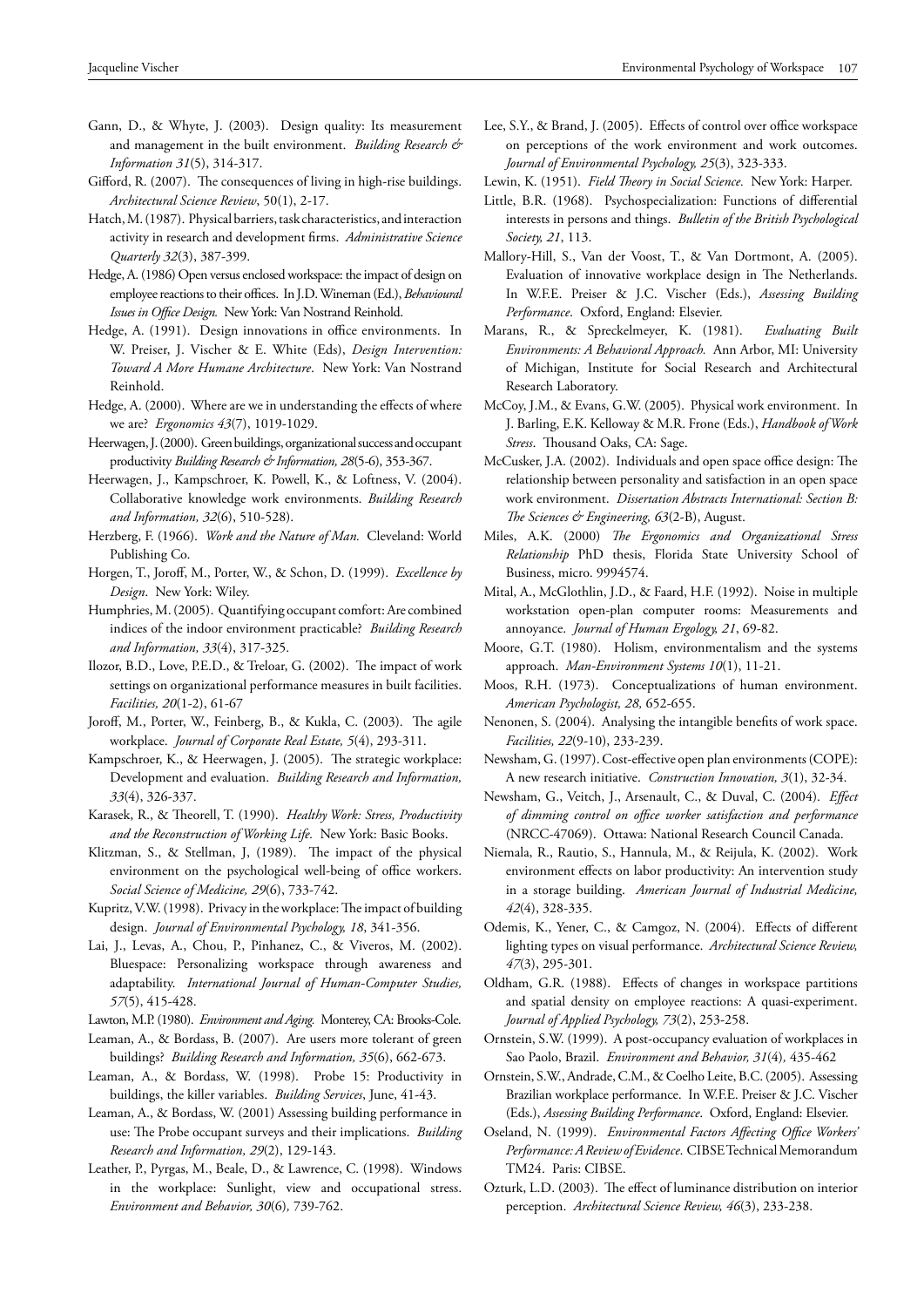Gann, D., & Whyte, J. (2003). Design quality: Its measurement and management in the built environment. *Building Research & Information 31*(5), 314-317.

Gifford, R. (2007). The consequences of living in high-rise buildings. *Architectural Science Review*, 50(1), 2-17.

Hatch, M. (1987). Physical barriers, task characteristics, and interaction activity in research and development firms. *Administrative Science Quarterly 32*(3), 387-399.

Hedge, A. (1986) Open versus enclosed workspace: the impact of design on employee reactions to their offices. In J.D. Wineman (Ed.), *Behavioural Issues in Office Design.* New York: Van Nostrand Reinhold.

Hedge, A. (1991). Design innovations in office environments. In W. Preiser, J. Vischer & E. White (Eds), *Design Intervention: Toward A More Humane Architecture*. New York: Van Nostrand Reinhold.

Hedge, A. (2000). Where are we in understanding the effects of where we are? *Ergonomics 43*(7), 1019-1029.

Heerwagen, J. (2000). Green buildings, organizational success and occupant productivity *Building Research & Information, 28*(5-6), 353-367.

Heerwagen, J., Kampschroer, K. Powell, K., & Loftness, V. (2004). Collaborative knowledge work environments. *Building Research and Information, 32*(6), 510-528).

Herzberg, F. (1966). *Work and the Nature of Man.* Cleveland: World Publishing Co.

Horgen, T., Joroff, M., Porter, W., & Schon, D. (1999). *Excellence by Design*. New York: Wiley.

Humphries, M. (2005). Quantifying occupant comfort: Are combined indices of the indoor environment practicable? *Building Research and Information, 33*(4), 317-325.

Ilozor, B.D., Love, P.E.D., & Treloar, G. (2002). The impact of work settings on organizational performance measures in built facilities. *Facilities, 20*(1-2), 61-67

Joroff, M., Porter, W., Feinberg, B., & Kukla, C. (2003). The agile workplace. *Journal of Corporate Real Estate, 5*(4), 293-311.

Kampschroer, K., & Heerwagen, J. (2005). The strategic workplace: Development and evaluation. *Building Research and Information, 33*(4), 326-337.

Karasek, R., & Theorell, T. (1990). *Healthy Work: Stress, Productivity and the Reconstruction of Working Life.* New York: Basic Books.

Klitzman, S., & Stellman, J, (1989). The impact of the physical environment on the psychological well-being of office workers. *Social Science of Medicine, 29*(6), 733-742.

Kupritz, V.W. (1998). Privacy in the workplace: The impact of building design. *Journal of Environmental Psychology, 18*, 341-356.

Lai, J., Levas, A., Chou, P., Pinhanez, C., & Viveros, M. (2002). Bluespace: Personalizing workspace through awareness and adaptability. *International Journal of Human-Computer Studies, 57*(5), 415-428.

Lawton, M.P. (1980). *Environment and Aging.* Monterey, CA: Brooks-Cole.

Leaman, A., & Bordass, B. (2007). Are users more tolerant of green buildings? *Building Research and Information, 35*(6), 662-673.

Leaman, A., & Bordass, W. (1998). Probe 15: Productivity in buildings, the killer variables. *Building Services*, June, 41-43.

Leaman, A., & Bordass, W. (2001) Assessing building performance in use: The Probe occupant surveys and their implications. *Building Research and Information, 29*(2), 129-143.

Leather, P., Pyrgas, M., Beale, D., & Lawrence, C. (1998). Windows in the workplace: Sunlight, view and occupational stress. *Environment and Behavior, 30*(6)*,* 739-762.

Lee, S.Y., & Brand, J. (2005). Effects of control over office workspace on perceptions of the work environment and work outcomes. *Journal of Environmental Psychology, 25*(3), 323-333.

Lewin, K. (1951). *Field Theory in Social Science.* New York: Harper.

Little, B.R. (1968). Psychospecialization: Functions of differential interests in persons and things. *Bulletin of the British Psychological Society, 21*, 113.

Mallory-Hill, S., Van der Voost, T., & Van Dortmont, A. (2005). Evaluation of innovative workplace design in The Netherlands. In W.F.E. Preiser & J.C. Vischer (Eds.), *Assessing Building Performance*. Oxford, England: Elsevier.

Marans, R., & Spreckelmeyer, K. (1981). *Evaluating Built Environments: A Behavioral Approach.* Ann Arbor, MI: University of Michigan, Institute for Social Research and Architectural Research Laboratory.

McCoy, J.M., & Evans, G.W. (2005). Physical work environment. In J. Barling, E.K. Kelloway & M.R. Frone (Eds.), *Handbook of Work Stress*. Thousand Oaks, CA: Sage.

McCusker, J.A. (2002). Individuals and open space office design: The relationship between personality and satisfaction in an open space work environment. *Dissertation Abstracts International: Section B: The Sciences & Engineering, 63*(2-B), August.

Miles, A.K. (2000) *The Ergonomics and Organizational Stress Relationship* PhD thesis, Florida State University School of Business, micro. 9994574.

Mital, A., McGlothlin, J.D., & Faard, H.F. (1992). Noise in multiple workstation open-plan computer rooms: Measurements and annoyance. *Journal of Human Ergology, 21*, 69-82.

Moore, G.T. (1980). Holism, environmentalism and the systems approach. *Man-Environment Systems 10*(1), 11-21.

Moos, R.H. (1973). Conceptualizations of human environment. *American Psychologist, 28,* 652-655.

Nenonen, S. (2004). Analysing the intangible benefits of work space. *Facilities, 22*(9-10), 233-239.

Newsham, G. (1997). Cost-effective open plan environments (COPE): A new research initiative. *Construction Innovation, 3*(1), 32-34.

Newsham, G., Veitch, J., Arsenault, C., & Duval, C. (2004). *Effect of dimming control on office worker satisfaction and performance* (NRCC-47069). Ottawa: National Research Council Canada.

Niemala, R., Rautio, S., Hannula, M., & Reijula, K. (2002). Work environment effects on labor productivity: An intervention study in a storage building. *American Journal of Industrial Medicine, 42*(4), 328-335.

Odemis, K., Yener, C., & Camgoz, N. (2004). Effects of different lighting types on visual performance. *Architectural Science Review, 47*(3), 295-301.

Oldham, G.R. (1988). Effects of changes in workspace partitions and spatial density on employee reactions: A quasi-experiment. *Journal of Applied Psychology, 73*(2), 253-258.

Ornstein, S.W. (1999). A post-occupancy evaluation of workplaces in Sao Paolo, Brazil. *Environment and Behavior, 31*(4)*,* 435-462

Ornstein, S.W., Andrade, C.M., & Coelho Leite, B.C. (2005). Assessing Brazilian workplace performance. In W.F.E. Preiser & J.C. Vischer (Eds.), *Assessing Building Performance.* Oxford, England: Elsevier.

Oseland, N. (1999). *Environmental Factors Affecting Office Workers' Performance: A Review of Evidence.* CIBSE Technical Memorandum TM24. Paris: CIBSE.

Ozturk, L.D. (2003). The effect of luminance distribution on interior perception. *Architectural Science Review, 46*(3), 233-238.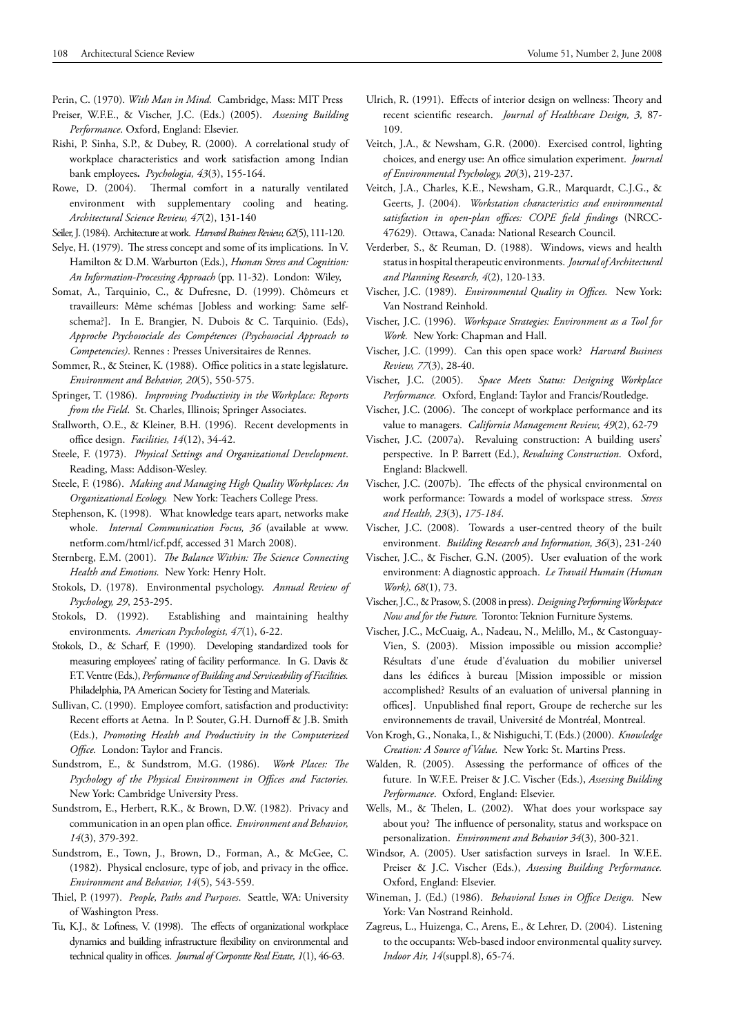Perin, C. (1970). *With Man in Mind.* Cambridge, Mass: MIT Press

Preiser, W.F.E., & Vischer, J.C. (Eds.) (2005). *Assessing Building Performance*. Oxford, England: Elsevier.

Rishi, P. Sinha, S.P., & Dubey, R. (2000). A correlational study of workplace characteristics and work satisfaction among Indian bank employees**.** *Psychologia, 43*(3), 155-164.

Rowe, D. (2004). Thermal comfort in a naturally ventilated environment with supplementary cooling and heating. *Architectural Science Review, 47*(2), 131-140

Seiler, J. (1984). Architecture at work. *Harvard Business Review, 62*(5), 111-120.

Selye, H. (1979). The stress concept and some of its implications. In V. Hamilton & D.M. Warburton (Eds.), *Human Stress and Cognition: An Information-Processing Approach* (pp. 11-32). London: Wiley,

Somat, A., Tarquinio, C., & Dufresne, D. (1999). Chômeurs et travailleurs: Même schémas [Jobless and working: Same self-schema?]. In E. Brangier, N. Dubois & C. Tarquinio. (Eds), *Approche Psychosociale des Compétences (Psychosocial Approach to Competencies)*. Rennes : Presses Universitaires de Rennes.

Sommer, R., & Steiner, K. (1988). Office politics in a state legislature. *Environment and Behavior, 20*(5), 550-575.

Springer, T. (1986). *Improving Productivity in the Workplace: Reports from the Field*. St. Charles, Illinois; Springer Associates.

Stallworth, O.E., & Kleiner, B.H. (1996). Recent developments in office design. *Facilities, 14*(12), 34-42.

Steele, F. (1973). *Physical Settings and Organizational Development*. Reading, Mass: Addison-Wesley.

Steele, F. (1986). *Making and Managing High Quality Workplaces: An Organizational Ecology.* New York: Teachers College Press.

Stephenson, K. (1998). What knowledge tears apart, networks make whole. *Internal Communication Focus, 36* (available at www.netform.com/html/icf.pdf, accessed 31 March 2008).

Sternberg, E.M. (2001). *The Balance Within: The Science Connecting Health and Emotions.* New York: Henry Holt.

Stokols, D. (1978). Environmental psychology. *Annual Review of Psychology, 29*, 253-295.

Stokols, D. (1992). Establishing and maintaining healthy environments. *American Psychologist, 47*(1), 6-22.

Stokols, D., & Scharf, F. (1990). Developing standardized tools for measuring employees' rating of facility performance. In G. Davis & F.T. Ventre (Eds.), *Performance of Building and Serviceability of Facilities.* Philadelphia, PA American Society for Testing and Materials.

Sullivan, C. (1990). Employee comfort, satisfaction and productivity: Recent efforts at Aetna. In P. Souter, G.H. Durnoff & J.B. Smith (Eds.), *Promoting Health and Productivity in the Computerized Office.* London: Taylor and Francis.

Sundstrom, E., & Sundstrom, M.G. (1986). *Work Places: The Psychology of the Physical Environment in Offices and Factories.* New York: Cambridge University Press.

Sundstrom, E., Herbert, R.K., & Brown, D.W. (1982). Privacy and communication in an open plan office. *Environment and Behavior, 14*(3), 379-392.

Sundstrom, E., Town, J., Brown, D., Forman, A., & McGee, C. (1982). Physical enclosure, type of job, and privacy in the office. *Environment and Behavior, 14*(5), 543-559.

Thiel, P. (1997). *People, Paths and Purposes*. Seattle, WA: University of Washington Press.

Tu, K.J., & Loftness, V. (1998). The effects of organizational workplace dynamics and building infrastructure flexibility on environmental and technical quality in offices. *Journal of Corporate Real Estate, 1*(1), 46-63.

Ulrich, R. (1991). Effects of interior design on wellness: Theory and recent scientific research. *Journal of Healthcare Design, 3,* 87-109.

Veitch, J.A., & Newsham, G.R. (2000). Exercised control, lighting choices, and energy use: An office simulation experiment. *Journal of Environmental Psychology, 20*(3), 219-237.

Veitch, J.A., Charles, K.E., Newsham, G.R., Marquardt, C.J.G., & Geerts, J. (2004). *Workstation characteristics and environmental satisfaction in open-plan offices: COPE field findings* (NRCC-47629). Ottawa, Canada: National Research Council.

Verderber, S., & Reuman, D. (1988). Windows, views and health status in hospital therapeutic environments. *Journal of Architectural and Planning Research, 4*(2), 120-133.

Vischer, J.C. (1989). *Environmental Quality in Offices.* New York: Van Nostrand Reinhold.

Vischer, J.C. (1996). *Workspace Strategies: Environment as a Tool for Work.* New York: Chapman and Hall.

Vischer, J.C. (1999). Can this open space work? *Harvard Business Review, 77*(3), 28-40.

Vischer, J.C. (2005). *Space Meets Status: Designing Workplace Performance.* Oxford, England: Taylor and Francis/Routledge.

Vischer, J.C. (2006). The concept of workplace performance and its value to managers. *California Management Review, 49*(2), 62-79

Vischer, J.C. (2007a). Revaluing construction: A building users' perspective. In P. Barrett (Ed.), *Revaluing Construction*. Oxford, England: Blackwell.

Vischer, J.C. (2007b). The effects of the physical environmental on work performance: Towards a model of workspace stress. *Stress and Health, 23*(3), *175-184*.

Vischer, J.C. (2008). Towards a user-centred theory of the built environment. *Building Research and Information, 36*(3), 231-240

Vischer, J.C., & Fischer, G.N. (2005). User evaluation of the work environment: A diagnostic approach. *Le Travail Humain (Human Work), 68*(1), 73.

Vischer, J.C., & Prasow, S. (2008 in press). *Designing Performing Workspace Now and for the Future.* Toronto: Teknion Furniture Systems.

Vischer, J.C., McCuaig, A., Nadeau, N., Melillo, M., & Castonguay-Vien, S. (2003). Mission impossible ou mission accomplie? Résultats d'une étude d'évaluation du mobilier universel dans les édifices à bureau [Mission impossible or mission accomplished? Results of an evaluation of universal planning in offices]. Unpublished final report, Groupe de recherche sur les environnements de travail, Université de Montréal, Montreal.

Von Krogh, G., Nonaka, I., & Nishiguchi, T. (Eds.) (2000). *Knowledge Creation: A Source of Value.* New York: St. Martins Press.

Walden, R. (2005). Assessing the performance of offices of the future. In W.F.E. Preiser & J.C. Vischer (Eds.), *Assessing Building Performance*. Oxford, England: Elsevier.

Wells, M., & Thelen, L. (2002). What does your workspace say about you? The influence of personality, status and workspace on personalization. *Environment and Behavior 34*(3), 300-321.

Windsor, A. (2005). User satisfaction surveys in Israel. In W.F.E. Preiser & J.C. Vischer (Eds.), *Assessing Building Performance.* Oxford, England: Elsevier.

Wineman, J. (Ed.) (1986). *Behavioral Issues in Office Design.* New York: Van Nostrand Reinhold.

Zagreus, L., Huizenga, C., Arens, E., & Lehrer, D. (2004). Listening to the occupants: Web-based indoor environmental quality survey. *Indoor Air, 14*(suppl.8), 65-74.